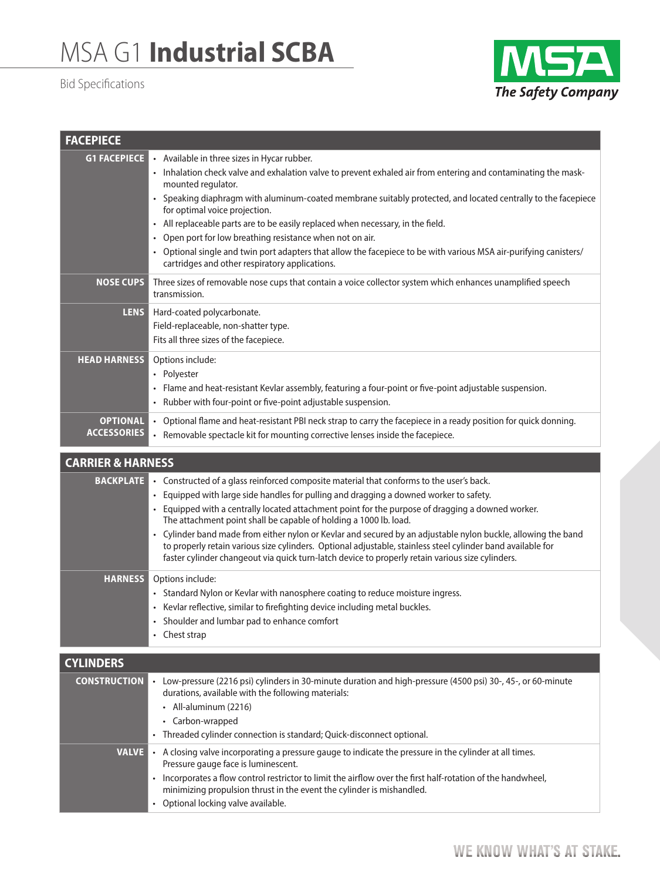# MSA G1 **Industrial SCBA**

Bid Specifications

MSA
*The Safety Company*

## FACEPIECE

**G1 FACEPIECE**

- Available in three sizes in Hycar rubber.
- Inhalation check valve and exhalation valve to prevent exhaled air from entering and contaminating the mask-mounted regulator.
- Speaking diaphragm with aluminum-coated membrane suitably protected, and located centrally to the facepiece for optimal voice projection.
- All replaceable parts are to be easily replaced when necessary, in the field.
- Open port for low breathing resistance when not on air.
- Optional single and twin port adapters that allow the facepiece to be with various MSA air-purifying canisters/cartridges and other respiratory applications.

**NOSE CUPS**

Three sizes of removable nose cups that contain a voice collector system which enhances unamplified speech transmission.

**LENS**

Hard-coated polycarbonate.
Field-replaceable, non-shatter type.
Fits all three sizes of the facepiece.

**HEAD HARNESS**

Options include:

- Polyester
- Flame and heat-resistant Kevlar assembly, featuring a four-point or five-point adjustable suspension.
- Rubber with four-point or five-point adjustable suspension.

**OPTIONAL ACCESSORIES**

- Optional flame and heat-resistant PBI neck strap to carry the facepiece in a ready position for quick donning.
- Removable spectacle kit for mounting corrective lenses inside the facepiece.

## CARRIER & HARNESS

**BACKPLATE**

- Constructed of a glass reinforced composite material that conforms to the user's back.
- Equipped with large side handles for pulling and dragging a downed worker to safety.
- Equipped with a centrally located attachment point for the purpose of dragging a downed worker. The attachment point shall be capable of holding a 1000 lb. load.
- Cylinder band made from either nylon or Kevlar and secured by an adjustable nylon buckle, allowing the band to properly retain various size cylinders. Optional adjustable, stainless steel cylinder band available for faster cylinder changeout via quick turn-latch device to properly retain various size cylinders.

**HARNESS**

Options include:

- Standard Nylon or Kevlar with nanosphere coating to reduce moisture ingress.
- Kevlar reflective, similar to firefighting device including metal buckles.
- Shoulder and lumbar pad to enhance comfort
- Chest strap

## CYLINDERS

**CONSTRUCTION**

- Low-pressure (2216 psi) cylinders in 30-minute duration and high-pressure (4500 psi) 30-, 45-, or 60-minute durations, available with the following materials:
  - All-aluminum (2216)
  - Carbon-wrapped
- Threaded cylinder connection is standard; Quick-disconnect optional.

**VALVE**

- A closing valve incorporating a pressure gauge to indicate the pressure in the cylinder at all times. Pressure gauge face is luminescent.
- Incorporates a flow control restrictor to limit the airflow over the first half-rotation of the handwheel, minimizing propulsion thrust in the event the cylinder is mishandled.
- Optional locking valve available.

WE KNOW WHAT'S AT STAKE.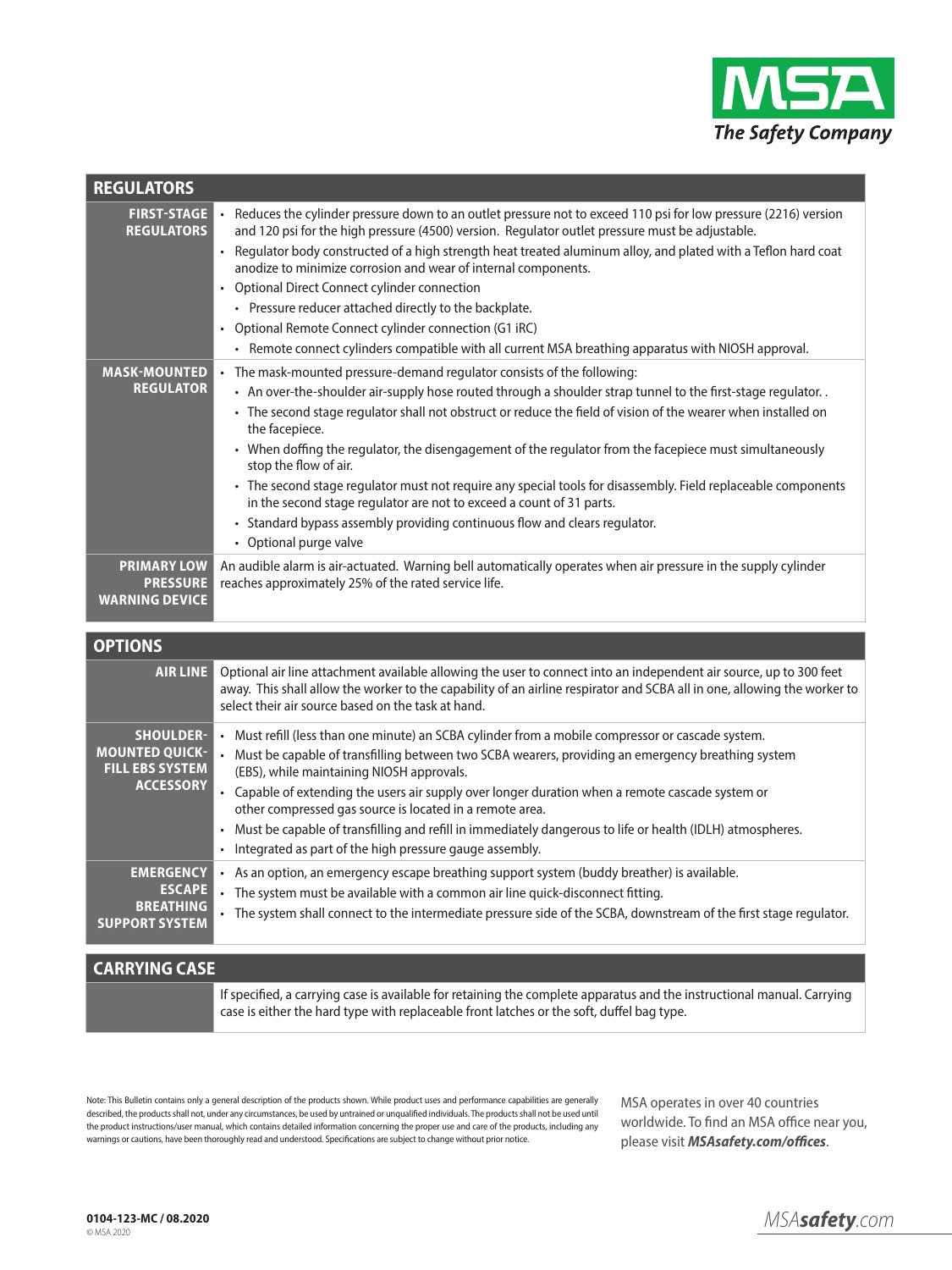## REGULATORS

**FIRST-STAGE REGULATORS**

- Reduces the cylinder pressure down to an outlet pressure not to exceed 110 psi for low pressure (2216) version and 120 psi for the high pressure (4500) version. Regulator outlet pressure must be adjustable.
- Regulator body constructed of a high strength heat treated aluminum alloy, and plated with a Teflon hard coat anodize to minimize corrosion and wear of internal components.
- Optional Direct Connect cylinder connection
  - Pressure reducer attached directly to the backplate.
- Optional Remote Connect cylinder connection (G1 iRC)
  - Remote connect cylinders compatible with all current MSA breathing apparatus with NIOSH approval.

**MASK-MOUNTED REGULATOR**

- The mask-mounted pressure-demand regulator consists of the following:
  - An over-the-shoulder air-supply hose routed through a shoulder strap tunnel to the first-stage regulator. .
  - The second stage regulator shall not obstruct or reduce the field of vision of the wearer when installed on the facepiece.
  - When doffing the regulator, the disengagement of the regulator from the facepiece must simultaneously stop the flow of air.
  - The second stage regulator must not require any special tools for disassembly. Field replaceable components in the second stage regulator are not to exceed a count of 31 parts.
  - Standard bypass assembly providing continuous flow and clears regulator.
  - Optional purge valve

**PRIMARY LOW PRESSURE WARNING DEVICE**

An audible alarm is air-actuated. Warning bell automatically operates when air pressure in the supply cylinder reaches approximately 25% of the rated service life.

## OPTIONS

**AIR LINE**

Optional air line attachment available allowing the user to connect into an independent air source, up to 300 feet away. This shall allow the worker to the capability of an airline respirator and SCBA all in one, allowing the worker to select their air source based on the task at hand.

**SHOULDER-MOUNTED QUICK-FILL EBS SYSTEM ACCESSORY**

- Must refill (less than one minute) an SCBA cylinder from a mobile compressor or cascade system.
- Must be capable of transfilling between two SCBA wearers, providing an emergency breathing system (EBS), while maintaining NIOSH approvals.
- Capable of extending the users air supply over longer duration when a remote cascade system or other compressed gas source is located in a remote area.
- Must be capable of transfilling and refill in immediately dangerous to life or health (IDLH) atmospheres.
- Integrated as part of the high pressure gauge assembly.

**EMERGENCY ESCAPE BREATHING SUPPORT SYSTEM**

- As an option, an emergency escape breathing support system (buddy breather) is available.
- The system must be available with a common air line quick-disconnect fitting.
- The system shall connect to the intermediate pressure side of the SCBA, downstream of the first stage regulator.

## CARRYING CASE

If specified, a carrying case is available for retaining the complete apparatus and the instructional manual. Carrying case is either the hard type with replaceable front latches or the soft, duffel bag type.

Note: This Bulletin contains only a general description of the products shown. While product uses and performance capabilities are generally described, the products shall not, under any circumstances, be used by untrained or unqualified individuals. The products shall not be used until the product instructions/user manual, which contains detailed information concerning the proper use and care of the products, including any warnings or cautions, have been thoroughly read and understood. Specifications are subject to change without prior notice.

MSA operates in over 40 countries worldwide. To find an MSA office near you, please visit ***MSAsafety.com/offices***.

**0104-123-MC / 08.2020**
© MSA 2020

MSA***safety***.com